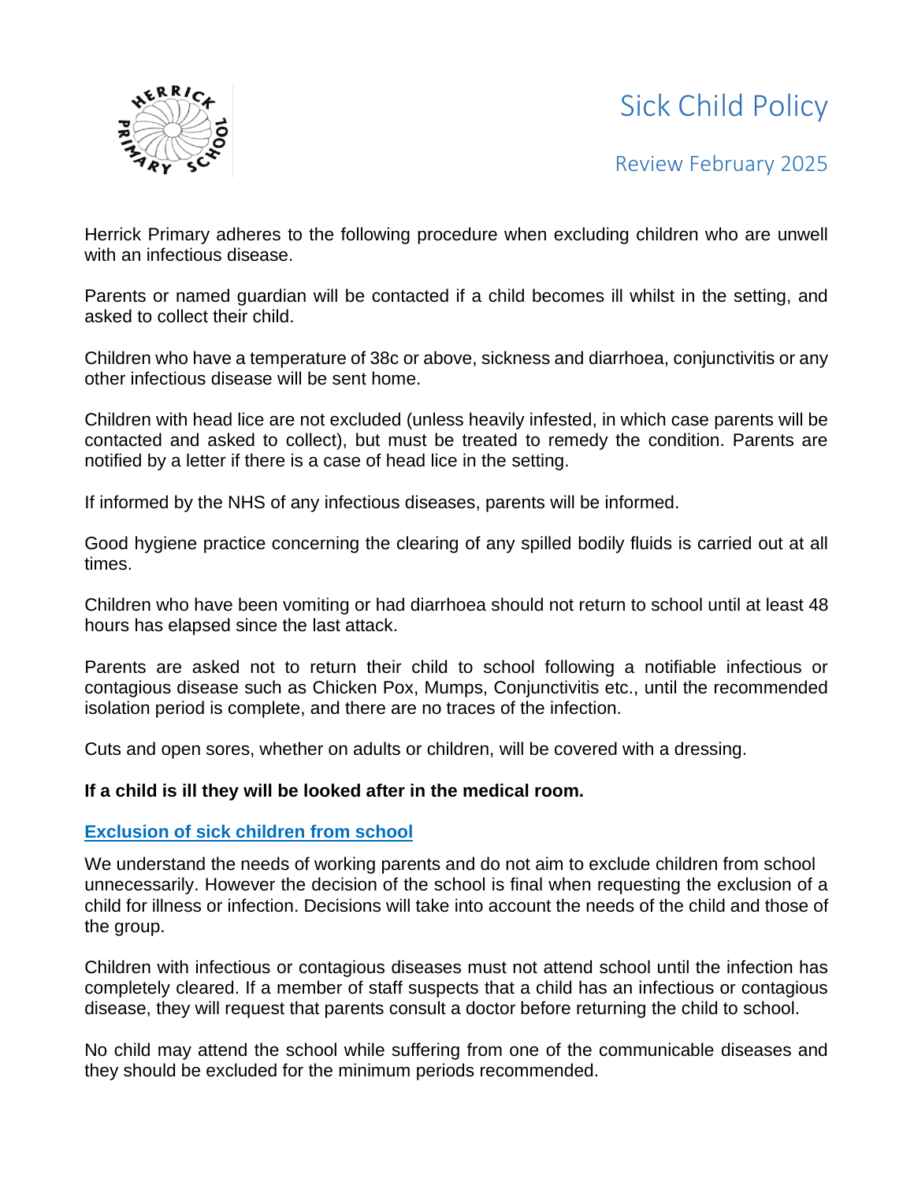# Sick Child Policy

## Review February 2025

Herrick Primary adheres to the following procedure when excluding children who are unwell with an infectious disease.

Parents or named guardian will be contacted if a child becomes ill whilst in the setting, and asked to collect their child.

Children who have a temperature of 38c or above, sickness and diarrhoea, conjunctivitis or any other infectious disease will be sent home.

Children with head lice are not excluded (unless heavily infested, in which case parents will be contacted and asked to collect), but must be treated to remedy the condition. Parents are notified by a letter if there is a case of head lice in the setting.

If informed by the NHS of any infectious diseases, parents will be informed.

Good hygiene practice concerning the clearing of any spilled bodily fluids is carried out at all times.

Children who have been vomiting or had diarrhoea should not return to school until at least 48 hours has elapsed since the last attack.

Parents are asked not to return their child to school following a notifiable infectious or contagious disease such as Chicken Pox, Mumps, Conjunctivitis etc., until the recommended isolation period is complete, and there are no traces of the infection.

Cuts and open sores, whether on adults or children, will be covered with a dressing.

**If a child is ill they will be looked after in the medical room.**

### Exclusion of sick children from school

We understand the needs of working parents and do not aim to exclude children from school unnecessarily. However the decision of the school is final when requesting the exclusion of a child for illness or infection. Decisions will take into account the needs of the child and those of the group.

Children with infectious or contagious diseases must not attend school until the infection has completely cleared. If a member of staff suspects that a child has an infectious or contagious disease, they will request that parents consult a doctor before returning the child to school.

No child may attend the school while suffering from one of the communicable diseases and they should be excluded for the minimum periods recommended.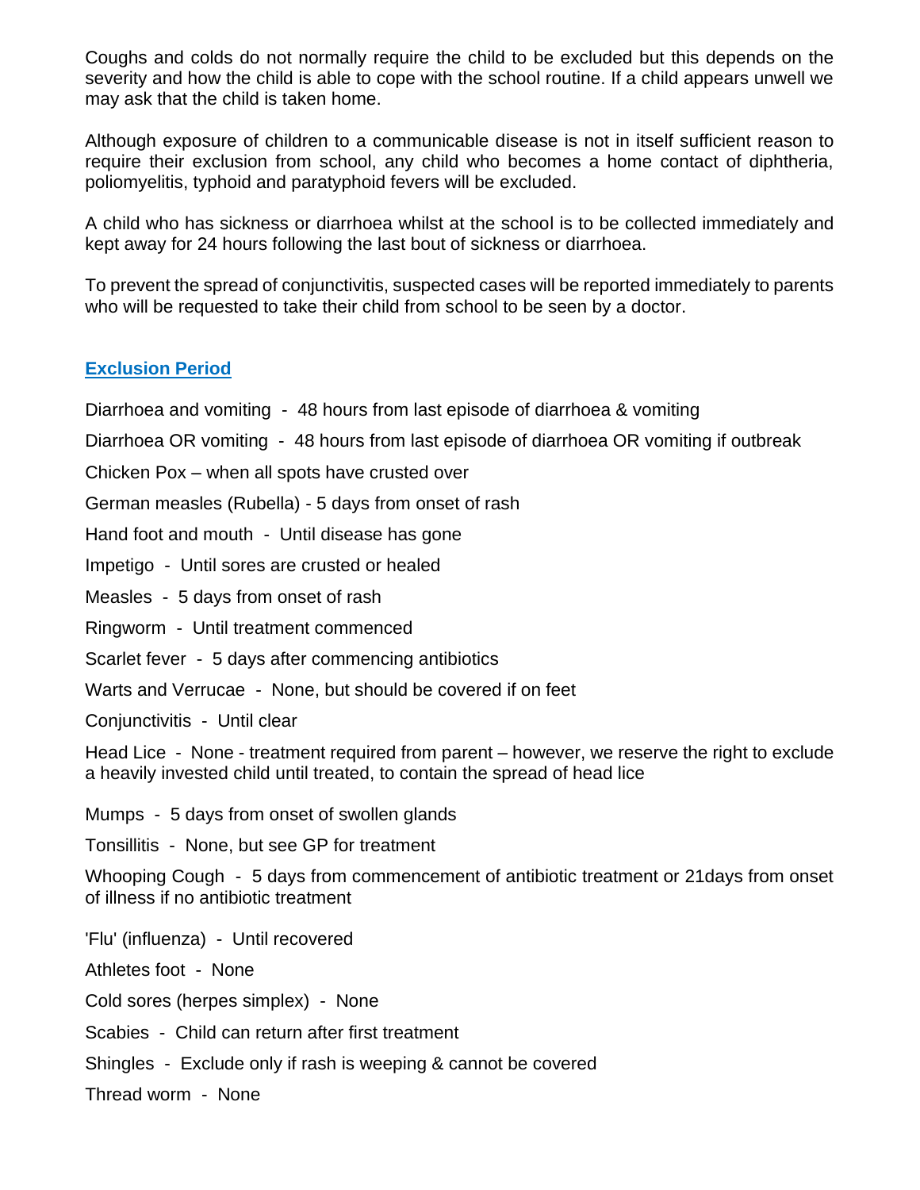Coughs and colds do not normally require the child to be excluded but this depends on the severity and how the child is able to cope with the school routine. If a child appears unwell we may ask that the child is taken home.

Although exposure of children to a communicable disease is not in itself sufficient reason to require their exclusion from school, any child who becomes a home contact of diphtheria, poliomyelitis, typhoid and paratyphoid fevers will be excluded.

A child who has sickness or diarrhoea whilst at the school is to be collected immediately and kept away for 24 hours following the last bout of sickness or diarrhoea.

To prevent the spread of conjunctivitis, suspected cases will be reported immediately to parents who will be requested to take their child from school to be seen by a doctor.

## Exclusion Period

Diarrhoea and vomiting - 48 hours from last episode of diarrhoea & vomiting

Diarrhoea OR vomiting - 48 hours from last episode of diarrhoea OR vomiting if outbreak

Chicken Pox – when all spots have crusted over

German measles (Rubella) - 5 days from onset of rash

Hand foot and mouth - Until disease has gone

Impetigo - Until sores are crusted or healed

Measles - 5 days from onset of rash

Ringworm - Until treatment commenced

Scarlet fever - 5 days after commencing antibiotics

Warts and Verrucae - None, but should be covered if on feet

Conjunctivitis - Until clear

Head Lice - None - treatment required from parent – however, we reserve the right to exclude a heavily invested child until treated, to contain the spread of head lice

Mumps - 5 days from onset of swollen glands

Tonsillitis - None, but see GP for treatment

Whooping Cough - 5 days from commencement of antibiotic treatment or 21days from onset of illness if no antibiotic treatment

'Flu' (influenza) - Until recovered

Athletes foot - None

Cold sores (herpes simplex) - None

Scabies - Child can return after first treatment

Shingles - Exclude only if rash is weeping & cannot be covered

Thread worm - None